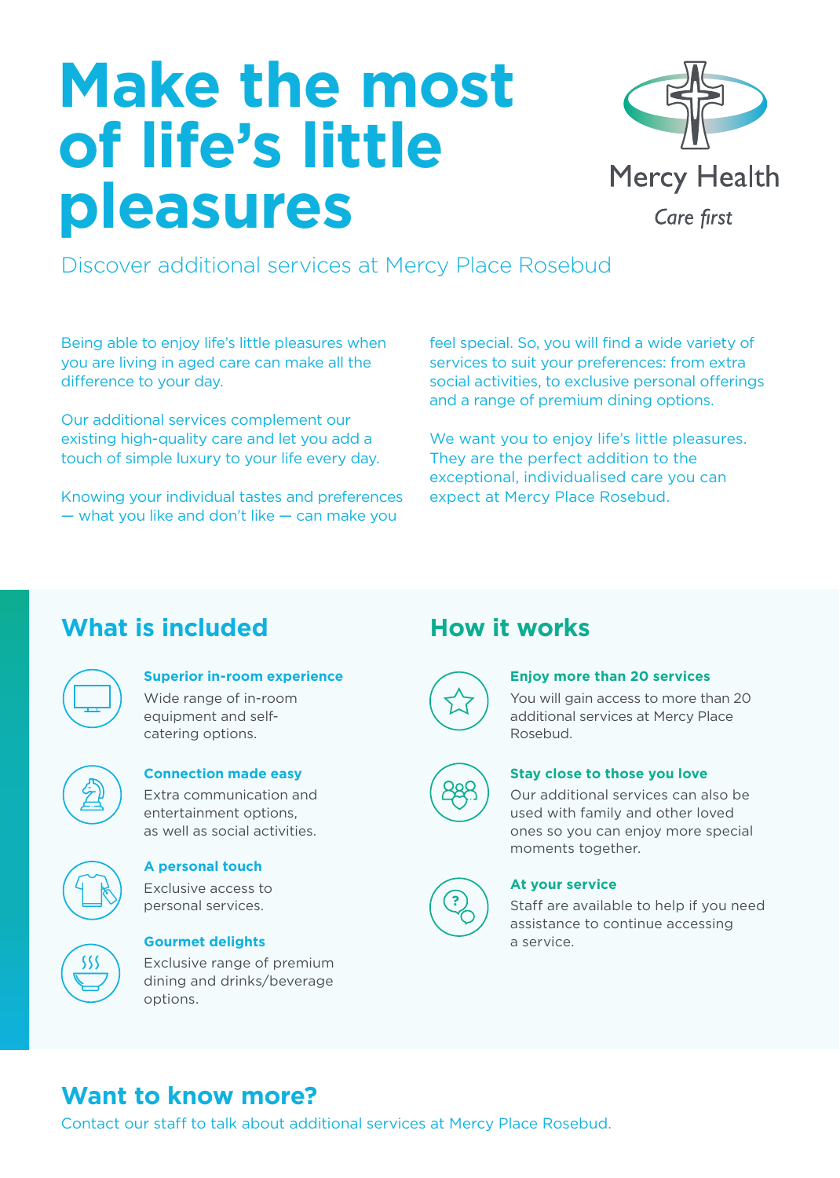# Make the most of life's little pleasures

Mercy Health

*Care first*

Discover additional services at Mercy Place Rosebud

Being able to enjoy life's little pleasures when you are living in aged care can make all the difference to your day.

Our additional services complement our existing high-quality care and let you add a touch of simple luxury to your life every day.

Knowing your individual tastes and preferences — what you like and don't like — can make you feel special. So, you will find a wide variety of services to suit your preferences: from extra social activities, to exclusive personal offerings and a range of premium dining options.

We want you to enjoy life's little pleasures. They are the perfect addition to the exceptional, individualised care you can expect at Mercy Place Rosebud.

## What is included

### Superior in-room experience

Wide range of in-room equipment and self-catering options.

### Connection made easy

Extra communication and entertainment options, as well as social activities.

### A personal touch

Exclusive access to personal services.

### Gourmet delights

Exclusive range of premium dining and drinks/beverage options.

## How it works

### Enjoy more than 20 services

You will gain access to more than 20 additional services at Mercy Place Rosebud.

### Stay close to those you love

Our additional services can also be used with family and other loved ones so you can enjoy more special moments together.

### At your service

Staff are available to help if you need assistance to continue accessing a service.

## Want to know more?

Contact our staff to talk about additional services at Mercy Place Rosebud.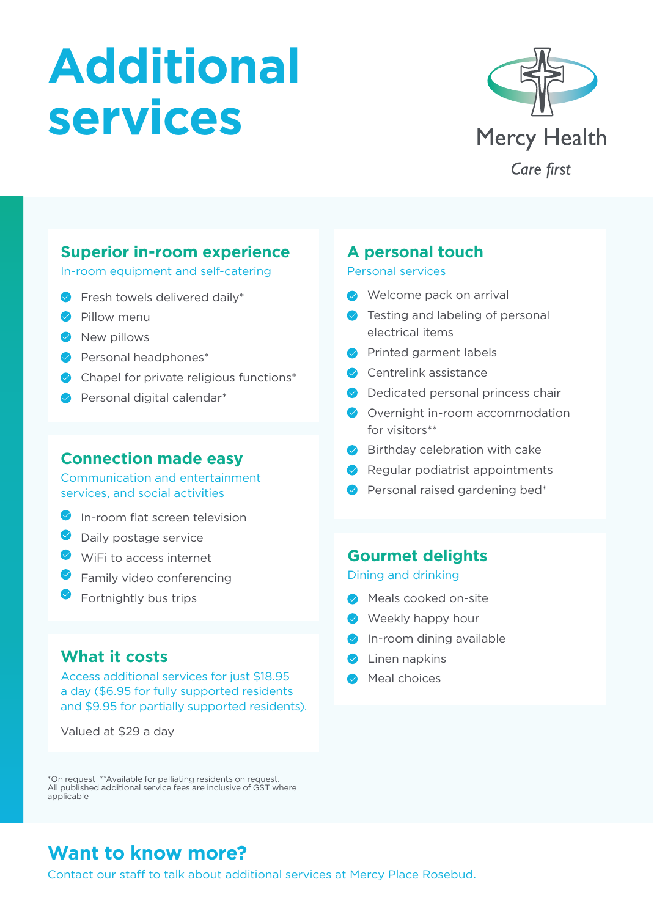# Additional services

Mercy Health

*Care first*

## Superior in-room experience

In-room equipment and self-catering

- Fresh towels delivered daily*
- Pillow menu
- New pillows
- Personal headphones*
- Chapel for private religious functions*
- Personal digital calendar*

## Connection made easy

Communication and entertainment services, and social activities

- In-room flat screen television
- Daily postage service
- WiFi to access internet
- Family video conferencing
- Fortnightly bus trips

## What it costs

Access additional services for just $18.95 a day ($6.95 for fully supported residents and $9.95 for partially supported residents).

Valued at $29 a day

## A personal touch

Personal services

- Welcome pack on arrival
- Testing and labeling of personal electrical items
- Printed garment labels
- Centrelink assistance
- Dedicated personal princess chair
- Overnight in-room accommodation for visitors**
- Birthday celebration with cake
- Regular podiatrist appointments
- Personal raised gardening bed*

## Gourmet delights

Dining and drinking

- Meals cooked on-site
- Weekly happy hour
- In-room dining available
- Linen napkins
- Meal choices

*On request **Available for palliating residents on request.
All published additional service fees are inclusive of GST where applicable

## Want to know more?

Contact our staff to talk about additional services at Mercy Place Rosebud.